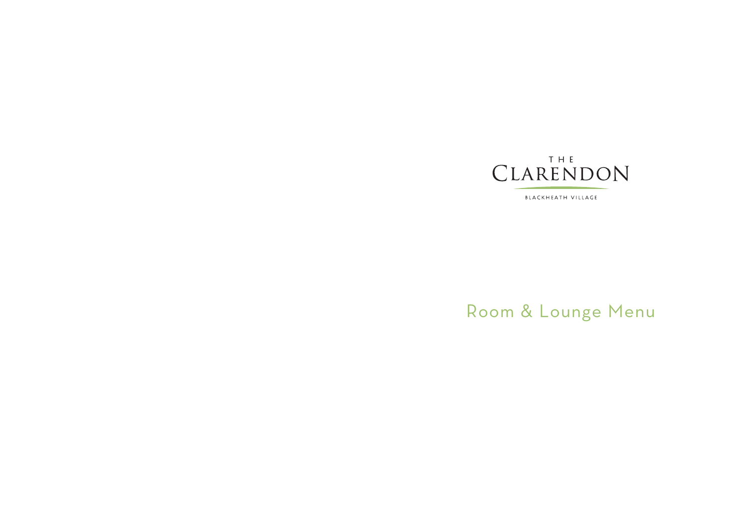THE

# CLARENDON

BLACKHEATH VILLAGE

## Room & Lounge Menu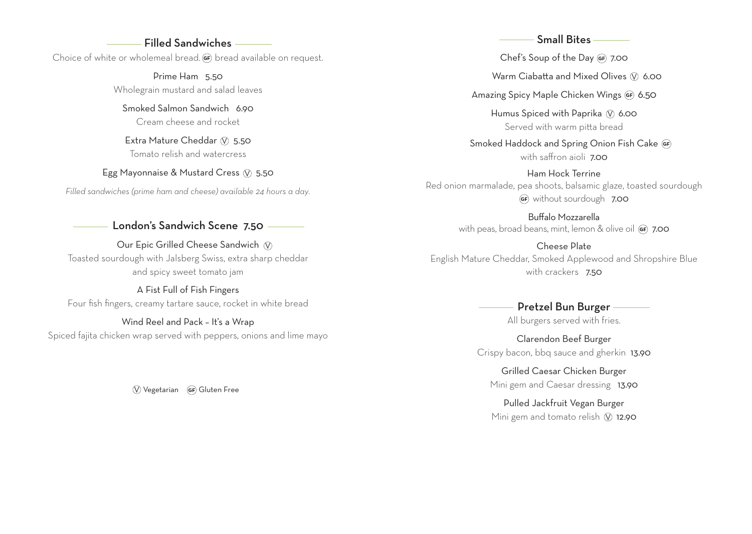## Filled Sandwiches

Choice of white or wholemeal bread. (GF) bread available on request.

Prime Ham 5.50
Wholegrain mustard and salad leaves

Smoked Salmon Sandwich 6.90
Cream cheese and rocket

Extra Mature Cheddar (V) 5.50
Tomato relish and watercress

Egg Mayonnaise & Mustard Cress (V) 5.50

*Filled sandwiches (prime ham and cheese) available 24 hours a day.*

## London's Sandwich Scene 7.50

Our Epic Grilled Cheese Sandwich (V)
Toasted sourdough with Jalsberg Swiss, extra sharp cheddar and spicy sweet tomato jam

A Fist Full of Fish Fingers
Four fish fingers, creamy tartare sauce, rocket in white bread

Wind Reel and Pack – It's a Wrap
Spiced fajita chicken wrap served with peppers, onions and lime mayo

(V) Vegetarian (GF) Gluten Free

## Small Bites

Chef's Soup of the Day (GF) 7.00

Warm Ciabatta and Mixed Olives (V) 6.00

Amazing Spicy Maple Chicken Wings (GF) 6.50

Humus Spiced with Paprika (V) 6.00
Served with warm pitta bread

Smoked Haddock and Spring Onion Fish Cake (GF)
with saffron aioli 7.00

Ham Hock Terrine
Red onion marmalade, pea shoots, balsamic glaze, toasted sourdough
(GF) without sourdough 7.00

Buffalo Mozzarella
with peas, broad beans, mint, lemon & olive oil (GF) 7.00

Cheese Plate
English Mature Cheddar, Smoked Applewood and Shropshire Blue
with crackers 7.50

## Pretzel Bun Burger

All burgers served with fries.

Clarendon Beef Burger
Crispy bacon, bbq sauce and gherkin 13.90

Grilled Caesar Chicken Burger
Mini gem and Caesar dressing 13.90

Pulled Jackfruit Vegan Burger
Mini gem and tomato relish (V) 12.90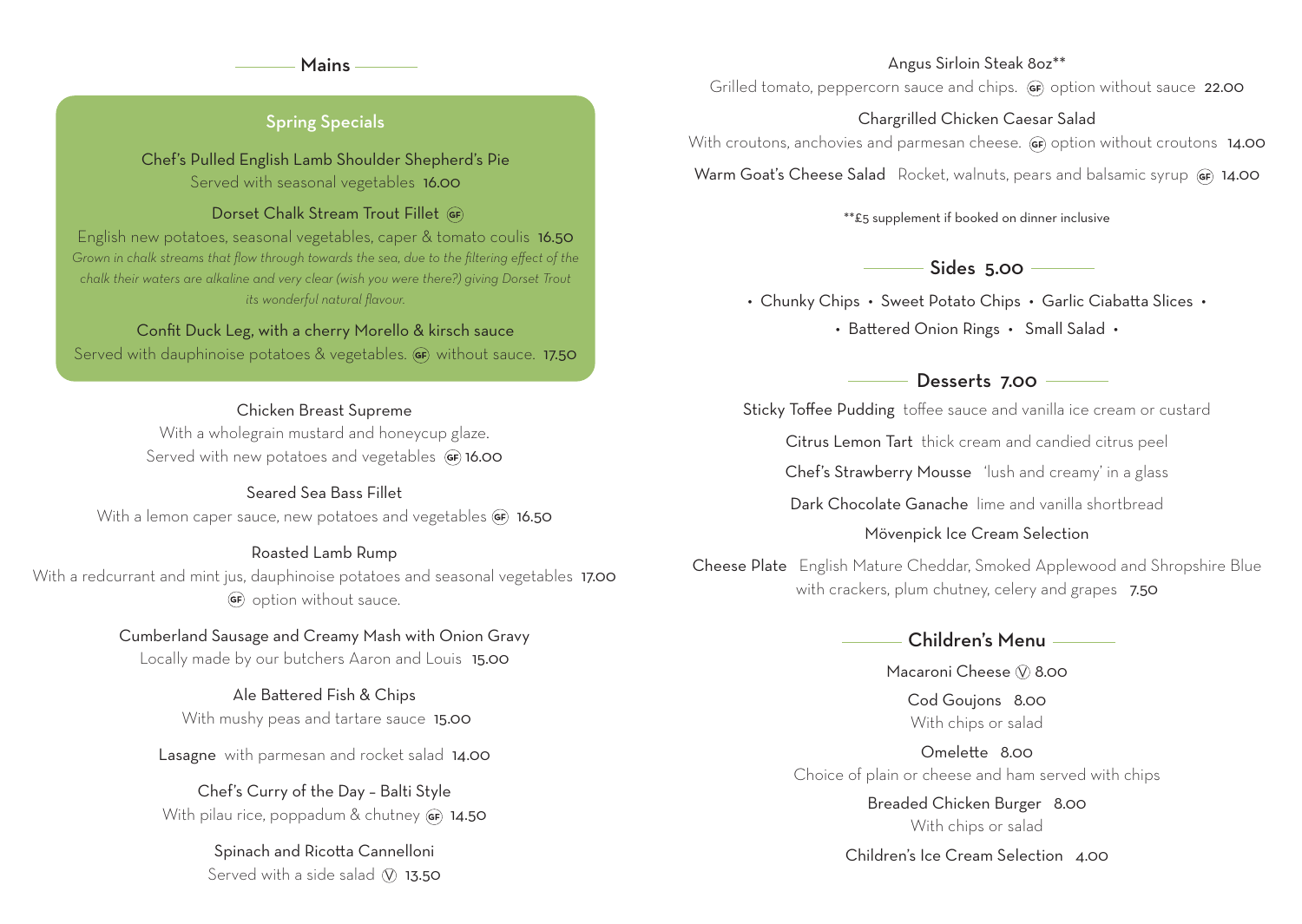## Mains

### Spring Specials

**Chef's Pulled English Lamb Shoulder Shepherd's Pie**
Served with seasonal vegetables 16.00

**Dorset Chalk Stream Trout Fillet** (GF)
English new potatoes, seasonal vegetables, caper & tomato coulis 16.50
*Grown in chalk streams that flow through towards the sea, due to the filtering effect of the chalk their waters are alkaline and very clear (wish you were there?) giving Dorset Trout its wonderful natural flavour.*

**Confit Duck Leg, with a cherry Morello & kirsch sauce**
Served with dauphinoise potatoes & vegetables. (GF) without sauce. 17.50

---

**Chicken Breast Supreme**
With a wholegrain mustard and honeycup glaze.
Served with new potatoes and vegetables (GF) 16.00

**Seared Sea Bass Fillet**
With a lemon caper sauce, new potatoes and vegetables (GF) 16.50

**Roasted Lamb Rump**
With a redcurrant and mint jus, dauphinoise potatoes and seasonal vegetables 17.00
(GF) option without sauce.

**Cumberland Sausage and Creamy Mash with Onion Gravy**
Locally made by our butchers Aaron and Louis 15.00

**Ale Battered Fish & Chips**
With mushy peas and tartare sauce 15.00

**Lasagne** with parmesan and rocket salad 14.00

**Chef's Curry of the Day – Balti Style**
With pilau rice, poppadum & chutney (GF) 14.50

**Spinach and Ricotta Cannelloni**
Served with a side salad (V) 13.50

**Angus Sirloin Steak 8oz****
Grilled tomato, peppercorn sauce and chips. (GF) option without sauce 22.00

**Chargrilled Chicken Caesar Salad**
With croutons, anchovies and parmesan cheese. (GF) option without croutons 14.00

**Warm Goat's Cheese Salad** Rocket, walnuts, pears and balsamic syrup (GF) 14.00

**£5 supplement if booked on dinner inclusive

## Sides 5.00

- Chunky Chips
- Sweet Potato Chips
- Garlic Ciabatta Slices
- Battered Onion Rings
- Small Salad

## Desserts 7.00

**Sticky Toffee Pudding** toffee sauce and vanilla ice cream or custard

**Citrus Lemon Tart** thick cream and candied citrus peel

**Chef's Strawberry Mousse** 'lush and creamy' in a glass

**Dark Chocolate Ganache** lime and vanilla shortbread

**Mövenpick Ice Cream Selection**

**Cheese Plate** English Mature Cheddar, Smoked Applewood and Shropshire Blue with crackers, plum chutney, celery and grapes 7.50

## Children's Menu

**Macaroni Cheese** (V) 8.00

**Cod Goujons** 8.00
With chips or salad

**Omelette** 8.00
Choice of plain or cheese and ham served with chips

**Breaded Chicken Burger** 8.00
With chips or salad

**Children's Ice Cream Selection** 4.00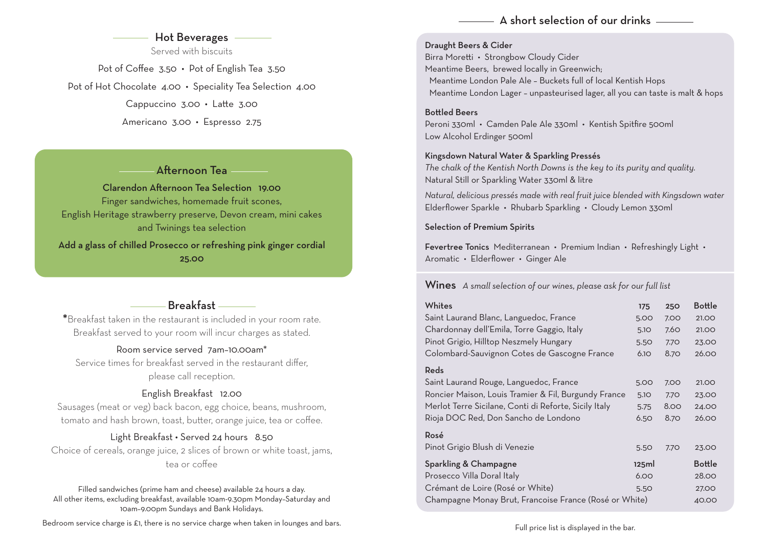## Hot Beverages

Served with biscuits

Pot of Coffee 3.50 • Pot of English Tea 3.50

Pot of Hot Chocolate 4.00 • Speciality Tea Selection 4.00

Cappuccino 3.00 • Latte 3.00

Americano 3.00 • Espresso 2.75

## Afternoon Tea

**Clarendon Afternoon Tea Selection 19.00**

Finger sandwiches, homemade fruit scones, English Heritage strawberry preserve, Devon cream, mini cakes and Twinings tea selection

**Add a glass of chilled Prosecco or refreshing pink ginger cordial 25.00**

## Breakfast

*Breakfast taken in the restaurant is included in your room rate. Breakfast served to your room will incur charges as stated.

Room service served 7am–10.00am*

Service times for breakfast served in the restaurant differ, please call reception.

English Breakfast 12.00

Sausages (meat or veg) back bacon, egg choice, beans, mushroom, tomato and hash brown, toast, butter, orange juice, tea or coffee.

Light Breakfast • Served 24 hours 8.50

Choice of cereals, orange juice, 2 slices of brown or white toast, jams, tea or coffee

Filled sandwiches (prime ham and cheese) available 24 hours a day. All other items, excluding breakfast, available 10am-9.30pm Monday–Saturday and 10am–9.00pm Sundays and Bank Holidays.

Bedroom service charge is £1, there is no service charge when taken in lounges and bars.

## A short selection of our drinks

**Draught Beers & Cider**

Birra Moretti • Strongbow Cloudy Cider

Meantime Beers, brewed locally in Greenwich;

Meantime London Pale Ale – Buckets full of local Kentish Hops

Meantime London Lager – unpasteurised lager, all you can taste is malt & hops

**Bottled Beers**

Peroni 330ml • Camden Pale Ale 330ml • Kentish Spitfire 500ml

Low Alcohol Erdinger 500ml

**Kingsdown Natural Water & Sparkling Pressés**

*The chalk of the Kentish North Downs is the key to its purity and quality.*

Natural Still or Sparkling Water 330ml & litre

*Natural, delicious pressés made with real fruit juice blended with Kingsdown water*

Elderflower Sparkle • Rhubarb Sparkling • Cloudy Lemon 330ml

**Selection of Premium Spirits**

**Fevertree Tonics** Mediterranean • Premium Indian • Refreshingly Light • Aromatic • Elderflower • Ginger Ale

## Wines *A small selection of our wines, please ask for our full list*

| **Whites** | **175** | **250** | **Bottle** |
|---|---|---|---|
| Saint Laurand Blanc, Languedoc, France | 5.00 | 7.00 | 21.00 |
| Chardonnay dell'Emila, Torre Gaggio, Italy | 5.10 | 7.60 | 21.00 |
| Pinot Grigio, Hilltop Neszmely Hungary | 5.50 | 7.70 | 23.00 |
| Colombard-Sauvignon Cotes de Gascogne France | 6.10 | 8.70 | 26.00 |
| **Reds** | | | |
| Saint Laurand Rouge, Languedoc, France | 5.00 | 7.00 | 21.00 |
| Roncier Maison, Louis Tramier & Fil, Burgundy France | 5.10 | 7.70 | 23.00 |
| Merlot Terre Sicilane, Conti di Reforte, Sicily Italy | 5.75 | 8.00 | 24.00 |
| Rioja DOC Red, Don Sancho de Londono | 6.50 | 8.70 | 26.00 |
| **Rosé** | | | |
| Pinot Grigio Blush di Venezie | 5.50 | 7.70 | 23.00 |
| **Sparkling & Champagne** | **125ml** | | **Bottle** |
| Prosecco Villa Doral Italy | 6.00 | | 28.00 |
| Crémant de Loire (Rosé or White) | 5.50 | | 27.00 |
| Champagne Monay Brut, Francoise France (Rosé or White) | | | 40.00 |

Full price list is displayed in the bar.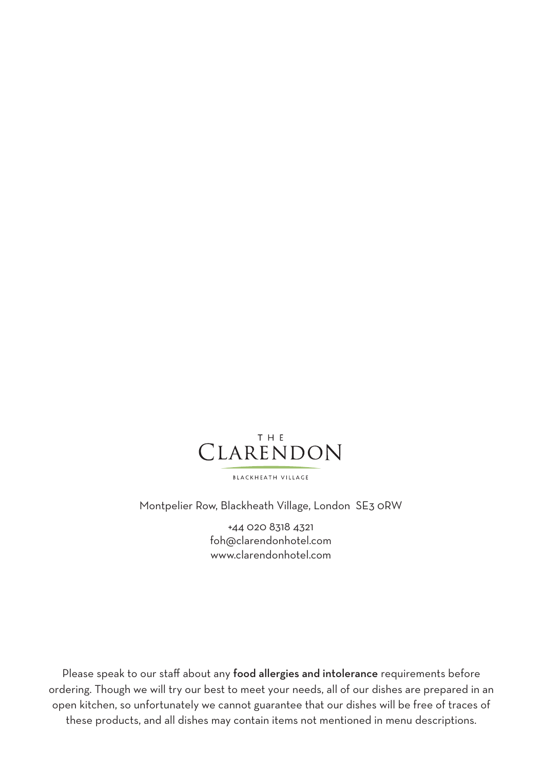THE
CLARENDON

BLACKHEATH VILLAGE

Montpelier Row, Blackheath Village, London SE3 0RW

+44 020 8318 4321
foh@clarendonhotel.com
www.clarendonhotel.com

Please speak to our staff about any **food allergies and intolerance** requirements before ordering. Though we will try our best to meet your needs, all of our dishes are prepared in an open kitchen, so unfortunately we cannot guarantee that our dishes will be free of traces of these products, and all dishes may contain items not mentioned in menu descriptions.